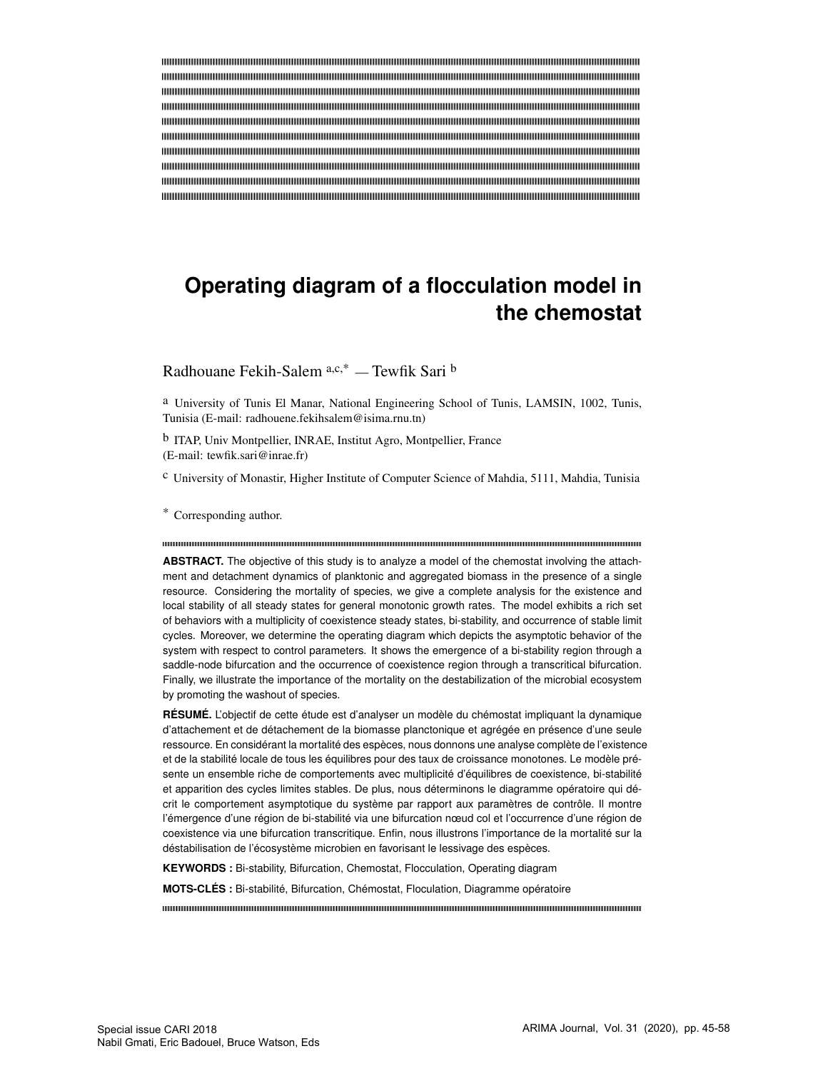# Operating diagram of a flocculation model in the chemostat

Radhouane Fekih-Salem [a,c,*] — Tewfik Sari [b]

[a] University of Tunis El Manar, National Engineering School of Tunis, LAMSIN, 1002, Tunis, Tunisia (E-mail: radhouene.fekihsalem@isima.rnu.tn)

[b] ITAP, Univ Montpellier, INRAE, Institut Agro, Montpellier, France (E-mail: tewfik.sari@inrae.fr)

[c] University of Monastir, Higher Institute of Computer Science of Mahdia, 5111, Mahdia, Tunisia

[*] Corresponding author.

**ABSTRACT.** The objective of this study is to analyze a model of the chemostat involving the attachment and detachment dynamics of planktonic and aggregated biomass in the presence of a single resource. Considering the mortality of species, we give a complete analysis for the existence and local stability of all steady states for general monotonic growth rates. The model exhibits a rich set of behaviors with a multiplicity of coexistence steady states, bi-stability, and occurrence of stable limit cycles. Moreover, we determine the operating diagram which depicts the asymptotic behavior of the system with respect to control parameters. It shows the emergence of a bi-stability region through a saddle-node bifurcation and the occurrence of coexistence region through a transcritical bifurcation. Finally, we illustrate the importance of the mortality on the destabilization of the microbial ecosystem by promoting the washout of species.

**RÉSUMÉ.** L'objectif de cette étude est d'analyser un modèle du chémostat impliquant la dynamique d'attachement et de détachement de la biomasse planctonique et agrégée en présence d'une seule ressource. En considérant la mortalité des espèces, nous donnons une analyse complète de l'existence et de la stabilité locale de tous les équilibres pour des taux de croissance monotones. Le modèle présente un ensemble riche de comportements avec multiplicité d'équilibres de coexistence, bi-stabilité et apparition des cycles limites stables. De plus, nous déterminons le diagramme opératoire qui décrit le comportement asymptotique du système par rapport aux paramètres de contrôle. Il montre l'émergence d'une région de bi-stabilité via une bifurcation nœud col et l'occurrence d'une région de coexistence via une bifurcation transcritique. Enfin, nous illustrons l'importance de la mortalité sur la déstabilisation de l'écosystème microbien en favorisant le lessivage des espèces.

**KEYWORDS :** Bi-stability, Bifurcation, Chemostat, Flocculation, Operating diagram

**MOTS-CLÉS :** Bi-stabilité, Bifurcation, Chémostat, Floculation, Diagramme opératoire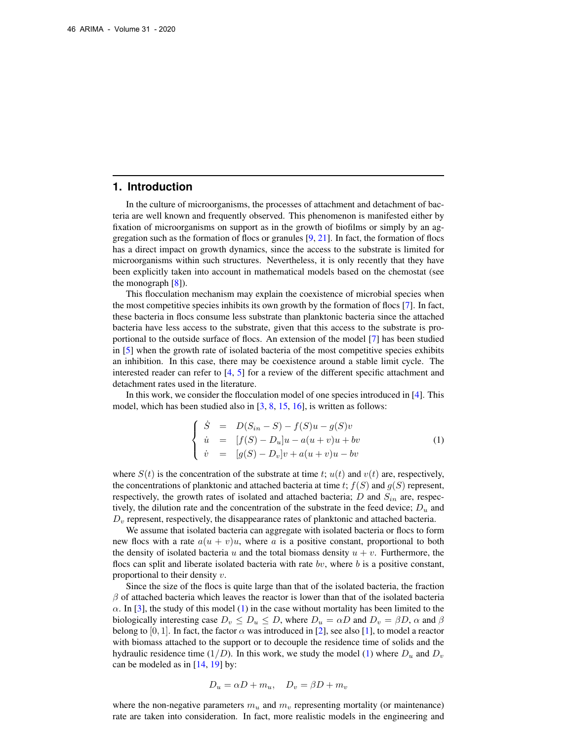## 1. Introduction

In the culture of microorganisms, the processes of attachment and detachment of bacteria are well known and frequently observed. This phenomenon is manifested either by fixation of microorganisms on support as in the growth of biofilms or simply by an aggregation such as the formation of flocs or granules [9, 21]. In fact, the formation of flocs has a direct impact on growth dynamics, since the access to the substrate is limited for microorganisms within such structures. Nevertheless, it is only recently that they have been explicitly taken into account in mathematical models based on the chemostat (see the monograph [8]).

This flocculation mechanism may explain the coexistence of microbial species when the most competitive species inhibits its own growth by the formation of flocs [7]. In fact, these bacteria in flocs consume less substrate than planktonic bacteria since the attached bacteria have less access to the substrate, given that this access to the substrate is proportional to the outside surface of flocs. An extension of the model [7] has been studied in [5] when the growth rate of isolated bacteria of the most competitive species exhibits an inhibition. In this case, there may be coexistence around a stable limit cycle. The interested reader can refer to [4, 5] for a review of the different specific attachment and detachment rates used in the literature.

In this work, we consider the flocculation model of one species introduced in [4]. This model, which has been studied also in [3, 8, 15, 16], is written as follows:

$$
\left\{
\begin{array}{rcl}
\dot{S} & = & D(S_{in} - S) - f(S)u - g(S)v \\
\dot{u} & = & [f(S) - D_u]u - a(u+v)u + bv \\
\dot{v} & = & [g(S) - D_v]v + a(u+v)u - bv
\end{array}
\right. \tag{1}
$$

where $S(t)$ is the concentration of the substrate at time $t$; $u(t)$ and $v(t)$ are, respectively, the concentrations of planktonic and attached bacteria at time $t$; $f(S)$ and $g(S)$ represent, respectively, the growth rates of isolated and attached bacteria; $D$ and $S_{in}$ are, respectively, the dilution rate and the concentration of the substrate in the feed device; $D_u$ and $D_v$ represent, respectively, the disappearance rates of planktonic and attached bacteria.

We assume that isolated bacteria can aggregate with isolated bacteria or flocs to form new flocs with a rate $a(u+v)u$, where $a$ is a positive constant, proportional to both the density of isolated bacteria $u$ and the total biomass density $u+v$. Furthermore, the flocs can split and liberate isolated bacteria with rate $bv$, where $b$ is a positive constant, proportional to their density $v$.

Since the size of the flocs is quite large than that of the isolated bacteria, the fraction $\beta$ of attached bacteria which leaves the reactor is lower than that of the isolated bacteria $\alpha$. In [3], the study of this model (1) in the case without mortality has been limited to the biologically interesting case $D_v \leq D_u \leq D$, where $D_u = \alpha D$ and $D_v = \beta D$, $\alpha$ and $\beta$ belong to $[0, 1]$. In fact, the factor $\alpha$ was introduced in [2], see also [1], to model a reactor with biomass attached to the support or to decouple the residence time of solids and the hydraulic residence time ($1/D$). In this work, we study the model (1) where $D_u$ and $D_v$ can be modeled as in [14, 19] by:

$$
D_u = \alpha D + m_u, \quad D_v = \beta D + m_v
$$

where the non-negative parameters $m_u$ and $m_v$ representing mortality (or maintenance) rate are taken into consideration. In fact, more realistic models in the engineering and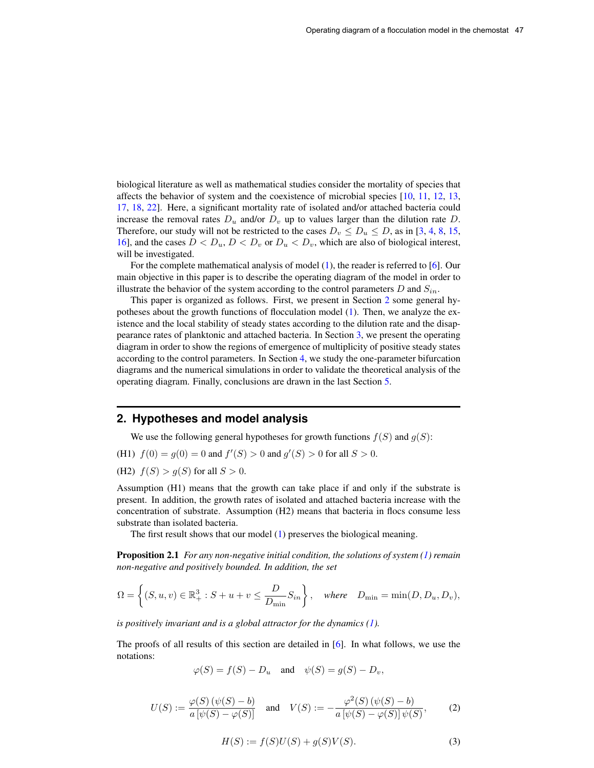biological literature as well as mathematical studies consider the mortality of species that affects the behavior of system and the coexistence of microbial species [10, 11, 12, 13, 17, 18, 22]. Here, a significant mortality rate of isolated and/or attached bacteria could increase the removal rates $D_u$ and/or $D_v$ up to values larger than the dilution rate $D$. Therefore, our study will not be restricted to the cases $D_v \leq D_u \leq D$, as in [3, 4, 8, 15, 16], and the cases $D < D_u$, $D < D_v$ or $D_u < D_v$, which are also of biological interest, will be investigated.

For the complete mathematical analysis of model (1), the reader is referred to [6]. Our main objective in this paper is to describe the operating diagram of the model in order to illustrate the behavior of the system according to the control parameters $D$ and $S_{in}$.

This paper is organized as follows. First, we present in Section 2 some general hypotheses about the growth functions of flocculation model (1). Then, we analyze the existence and the local stability of steady states according to the dilution rate and the disappearance rates of planktonic and attached bacteria. In Section 3, we present the operating diagram in order to show the regions of emergence of multiplicity of positive steady states according to the control parameters. In Section 4, we study the one-parameter bifurcation diagrams and the numerical simulations in order to validate the theoretical analysis of the operating diagram. Finally, conclusions are drawn in the last Section 5.

## 2. Hypotheses and model analysis

We use the following general hypotheses for growth functions $f(S)$ and $g(S)$:

(H1) $f(0) = g(0) = 0$ and $f'(S) > 0$ and $g'(S) > 0$ for all $S > 0$.

(H2) $f(S) > g(S)$ for all $S > 0$.

Assumption (H1) means that the growth can take place if and only if the substrate is present. In addition, the growth rates of isolated and attached bacteria increase with the concentration of substrate. Assumption (H2) means that bacteria in flocs consume less substrate than isolated bacteria.

The first result shows that our model (1) preserves the biological meaning.

**Proposition 2.1** *For any non-negative initial condition, the solutions of system (1) remain non-negative and positively bounded. In addition, the set*

$$\Omega = \left\{ (S, u, v) \in \mathbb{R}^3_+ : S + u + v \leq \frac{D}{D_{\min}} S_{in} \right\}, \quad \textit{where} \quad D_{\min} = \min(D, D_u, D_v),$$

*is positively invariant and is a global attractor for the dynamics (1).*

The proofs of all results of this section are detailed in [6]. In what follows, we use the notations:

$$\varphi(S) = f(S) - D_u \quad \text{and} \quad \psi(S) = g(S) - D_v,$$

$$U(S) := \frac{\varphi(S)\,(\psi(S) - b)}{a\,[\psi(S) - \varphi(S)]} \quad \text{and} \quad V(S) := -\frac{\varphi^2(S)\,(\psi(S) - b)}{a\,[\psi(S) - \varphi(S)]\,\psi(S)}, \tag{2}$$

$$H(S) := f(S)U(S) + g(S)V(S). \tag{3}$$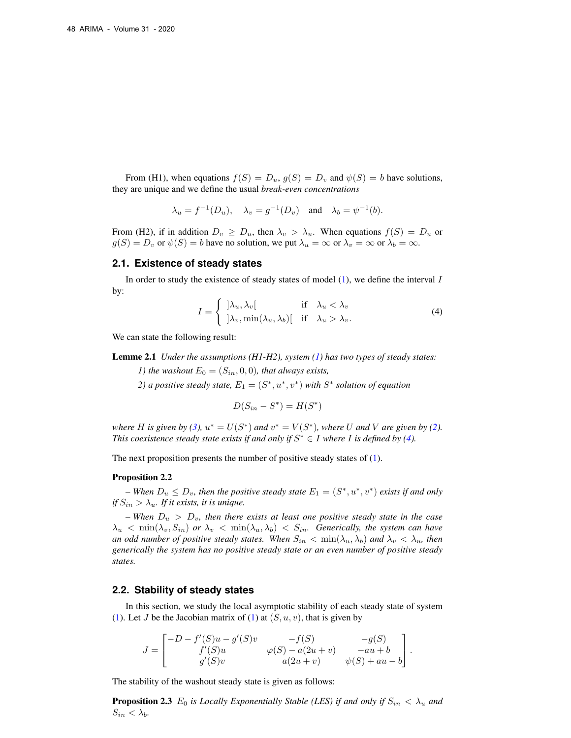From (H1), when equations $f(S) = D_u$, $g(S) = D_v$ and $\psi(S) = b$ have solutions, they are unique and we define the usual *break-even concentrations*

$$\lambda_u = f^{-1}(D_u), \quad \lambda_v = g^{-1}(D_v) \quad \text{and} \quad \lambda_b = \psi^{-1}(b).$$

From (H2), if in addition $D_v \geq D_u$, then $\lambda_v > \lambda_u$. When equations $f(S) = D_u$ or $g(S) = D_v$ or $\psi(S) = b$ have no solution, we put $\lambda_u = \infty$ or $\lambda_v = \infty$ or $\lambda_b = \infty$.

## 2.1. Existence of steady states

In order to study the existence of steady states of model (1), we define the interval $I$ by:

$$I = \begin{cases} ]\lambda_u, \lambda_v[ & \text{if} \quad \lambda_u < \lambda_v \\ ]\lambda_v, \min(\lambda_u, \lambda_b)[ & \text{if} \quad \lambda_u > \lambda_v. \end{cases} \tag{4}$$

We can state the following result:

**Lemme 2.1** *Under the assumptions (H1-H2), system (1) has two types of steady states:*

*1) the washout $E_0 = (S_{in}, 0, 0)$, that always exists,*

*2) a positive steady state, $E_1 = (S^*, u^*, v^*)$ with $S^*$ solution of equation*

$$D(S_{in} - S^*) = H(S^*)$$

*where $H$ is given by (3), $u^* = U(S^*)$ and $v^* = V(S^*)$, where $U$ and $V$ are given by (2). This coexistence steady state exists if and only if $S^* \in I$ where $I$ is defined by (4).*

The next proposition presents the number of positive steady states of (1).

**Proposition 2.2**

*– When $D_u \leq D_v$, then the positive steady state $E_1 = (S^*, u^*, v^*)$ exists if and only if $S_{in} > \lambda_u$. If it exists, it is unique.*

*– When $D_u > D_v$, then there exists at least one positive steady state in the case $\lambda_u < \min(\lambda_v, S_{in})$ or $\lambda_v < \min(\lambda_u, \lambda_b) < S_{in}$. Generically, the system can have an odd number of positive steady states. When $S_{in} < \min(\lambda_u, \lambda_b)$ and $\lambda_v < \lambda_u$, then generically the system has no positive steady state or an even number of positive steady states.*

## 2.2. Stability of steady states

In this section, we study the local asymptotic stability of each steady state of system (1). Let $J$ be the Jacobian matrix of (1) at $(S, u, v)$, that is given by

$$J = \begin{bmatrix} -D - f'(S)u - g'(S)v & -f(S) & -g(S) \\ f'(S)u & \varphi(S) - a(2u + v) & -au + b \\ g'(S)v & a(2u + v) & \psi(S) + au - b \end{bmatrix}.$$

The stability of the washout steady state is given as follows:

**Proposition 2.3** *$E_0$ is Locally Exponentially Stable (LES) if and only if $S_{in} < \lambda_u$ and $S_{in} < \lambda_b$.*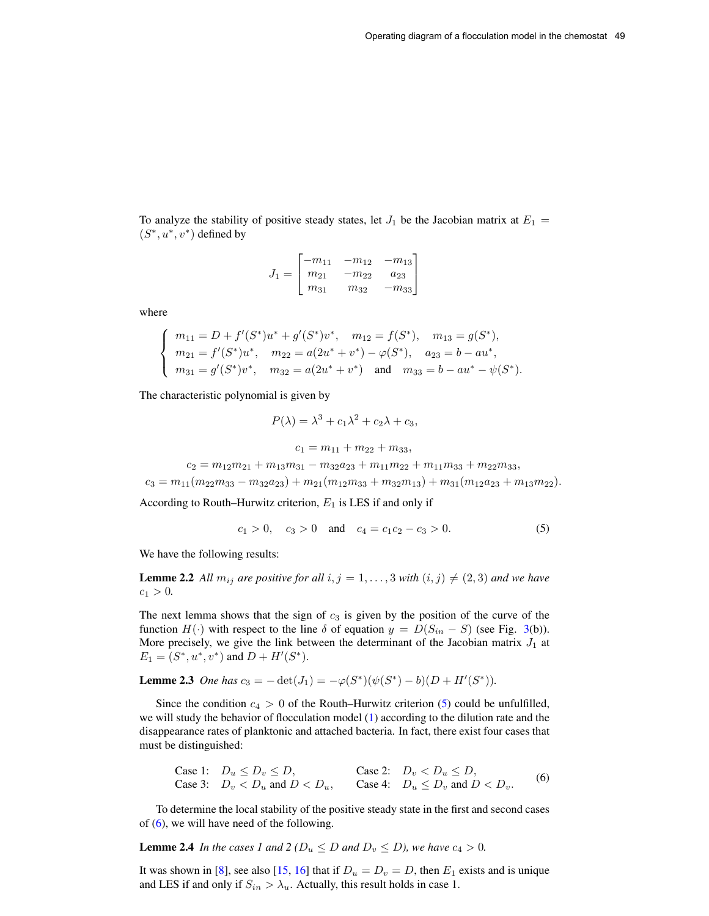To analyze the stability of positive steady states, let $J_1$ be the Jacobian matrix at $E_1 = (S^*, u^*, v^*)$ defined by

$$J_1 = \begin{bmatrix} -m_{11} & -m_{12} & -m_{13} \\ m_{21} & -m_{22} & a_{23} \\ m_{31} & m_{32} & -m_{33} \end{bmatrix}$$

where

$$\left\{ \begin{array}{lll} m_{11} = D + f'(S^*)u^* + g'(S^*)v^*, & m_{12} = f(S^*), & m_{13} = g(S^*), \\ m_{21} = f'(S^*)u^*, & m_{22} = a(2u^* + v^*) - \varphi(S^*), & a_{23} = b - au^*, \\ m_{31} = g'(S^*)v^*, & m_{32} = a(2u^* + v^*) \quad \text{and} & m_{33} = b - au^* - \psi(S^*). \end{array} \right.$$

The characteristic polynomial is given by

$$P(\lambda) = \lambda^3 + c_1\lambda^2 + c_2\lambda + c_3,$$

$$c_1 = m_{11} + m_{22} + m_{33},$$

$$c_2 = m_{12}m_{21} + m_{13}m_{31} - m_{32}a_{23} + m_{11}m_{22} + m_{11}m_{33} + m_{22}m_{33},$$

$$c_3 = m_{11}(m_{22}m_{33} - m_{32}a_{23}) + m_{21}(m_{12}m_{33} + m_{32}m_{13}) + m_{31}(m_{12}a_{23} + m_{13}m_{22}).$$

According to Routh–Hurwitz criterion, $E_1$ is LES if and only if

$$c_1 > 0, \quad c_3 > 0 \quad \text{and} \quad c_4 = c_1c_2 - c_3 > 0. \tag{5}$$

We have the following results:

**Lemme 2.2** *All $m_{ij}$ are positive for all $i, j = 1, \ldots, 3$ with $(i, j) \neq (2, 3)$ and we have $c_1 > 0$.*

The next lemma shows that the sign of $c_3$ is given by the position of the curve of the function $H(\cdot)$ with respect to the line $\delta$ of equation $y = D(S_{in} - S)$ (see Fig. 3(b)). More precisely, we give the link between the determinant of the Jacobian matrix $J_1$ at $E_1 = (S^*, u^*, v^*)$ and $D + H'(S^*)$.

**Lemme 2.3** *One has $c_3 = -\det(J_1) = -\varphi(S^*)(\psi(S^*) - b)(D + H'(S^*))$.*

Since the condition $c_4 > 0$ of the Routh–Hurwitz criterion (5) could be unfulfilled, we will study the behavior of flocculation model (1) according to the dilution rate and the disappearance rates of planktonic and attached bacteria. In fact, there exist four cases that must be distinguished:

$$\begin{array}{llll} \text{Case 1:} & D_u \leq D_v \leq D, & \text{Case 2:} & D_v < D_u \leq D, \\ \text{Case 3:} & D_v < D_u \text{ and } D < D_u, & \text{Case 4:} & D_u \leq D_v \text{ and } D < D_v. \end{array} \tag{6}$$

To determine the local stability of the positive steady state in the first and second cases of (6), we will have need of the following.

**Lemma 2.4** *In the cases 1 and 2 ($D_u \leq D$ and $D_v \leq D$), we have $c_4 > 0$.*

It was shown in [8], see also [15, 16] that if $D_u = D_v = D$, then $E_1$ exists and is unique and LES if and only if $S_{in} > \lambda_u$. Actually, this result holds in case 1.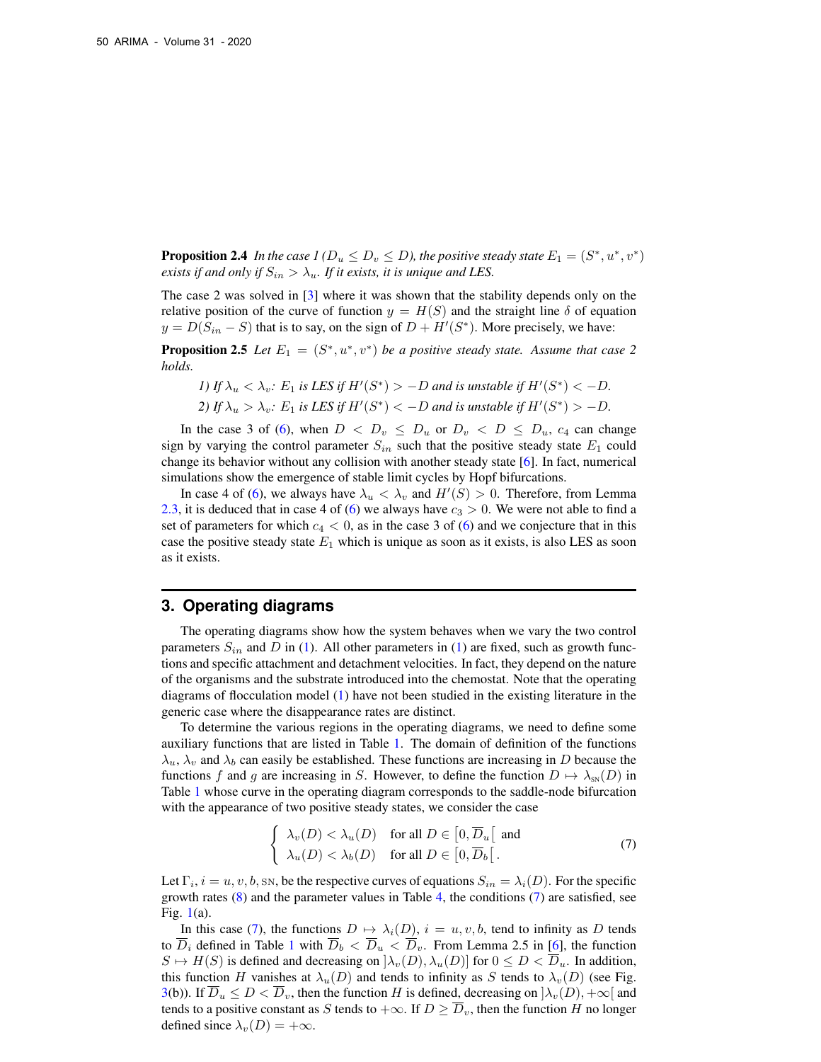**Proposition 2.4** *In the case 1 ($D_u \leq D_v \leq D$), the positive steady state $E_1 = (S^*, u^*, v^*)$ exists if and only if $S_{in} > \lambda_u$. If it exists, it is unique and LES.*

The case 2 was solved in [3] where it was shown that the stability depends only on the relative position of the curve of function $y = H(S)$ and the straight line $\delta$ of equation $y = D(S_{in} - S)$ that is to say, on the sign of $D + H'(S^*)$. More precisely, we have:

**Proposition 2.5** *Let $E_1 = (S^*, u^*, v^*)$ be a positive steady state. Assume that case 2 holds.*

*1) If $\lambda_u < \lambda_v$: $E_1$ is LES if $H'(S^*) > -D$ and is unstable if $H'(S^*) < -D$.*

*2) If $\lambda_u > \lambda_v$: $E_1$ is LES if $H'(S^*) < -D$ and is unstable if $H'(S^*) > -D$.*

In the case 3 of (6), when $D < D_v \leq D_u$ or $D_v < D \leq D_u$, $c_4$ can change sign by varying the control parameter $S_{in}$ such that the positive steady state $E_1$ could change its behavior without any collision with another steady state [6]. In fact, numerical simulations show the emergence of stable limit cycles by Hopf bifurcations.

In case 4 of (6), we always have $\lambda_u < \lambda_v$ and $H'(S) > 0$. Therefore, from Lemma 2.3, it is deduced that in case 4 of (6) we always have $c_3 > 0$. We were not able to find a set of parameters for which $c_4 < 0$, as in the case 3 of (6) and we conjecture that in this case the positive steady state $E_1$ which is unique as soon as it exists, is also LES as soon as it exists.

## 3. Operating diagrams

The operating diagrams show how the system behaves when we vary the two control parameters $S_{in}$ and $D$ in (1). All other parameters in (1) are fixed, such as growth functions and specific attachment and detachment velocities. In fact, they depend on the nature of the organisms and the substrate introduced into the chemostat. Note that the operating diagrams of flocculation model (1) have not been studied in the existing literature in the generic case where the disappearance rates are distinct.

To determine the various regions in the operating diagrams, we need to define some auxiliary functions that are listed in Table 1. The domain of definition of the functions $\lambda_u$, $\lambda_v$ and $\lambda_b$ can easily be established. These functions are increasing in $D$ because the functions $f$ and $g$ are increasing in $S$. However, to define the function $D \mapsto \lambda_{\text{SN}}(D)$ in Table 1 whose curve in the operating diagram corresponds to the saddle-node bifurcation with the appearance of two positive steady states, we consider the case

$$\begin{cases} \lambda_v(D) < \lambda_u(D) & \text{for all } D \in \left[0, \overline{D}_u\right[ \text{ and} \\ \lambda_u(D) < \lambda_b(D) & \text{for all } D \in \left[0, \overline{D}_b\right[. \end{cases} \tag{7}$$

Let $\Gamma_i$, $i = u, v, b, \text{SN}$, be the respective curves of equations $S_{in} = \lambda_i(D)$. For the specific growth rates (8) and the parameter values in Table 4, the conditions (7) are satisfied, see Fig. 1(a).

In this case (7), the functions $D \mapsto \lambda_i(D)$, $i = u, v, b$, tend to infinity as $D$ tends to $\overline{D}_i$ defined in Table 1 with $\overline{D}_b < \overline{D}_u < \overline{D}_v$. From Lemma 2.5 in [6], the function $S \mapsto H(S)$ is defined and decreasing on $]\lambda_v(D), \lambda_u(D)]$ for $0 \leq D < \overline{D}_u$. In addition, this function $H$ vanishes at $\lambda_u(D)$ and tends to infinity as $S$ tends to $\lambda_v(D)$ (see Fig. 3(b)). If $\overline{D}_u \leq D < \overline{D}_v$, then the function $H$ is defined, decreasing on $]\lambda_v(D), +\infty[$ and tends to a positive constant as $S$ tends to $+\infty$. If $D \geq \overline{D}_v$, then the function $H$ no longer defined since $\lambda_v(D) = +\infty$.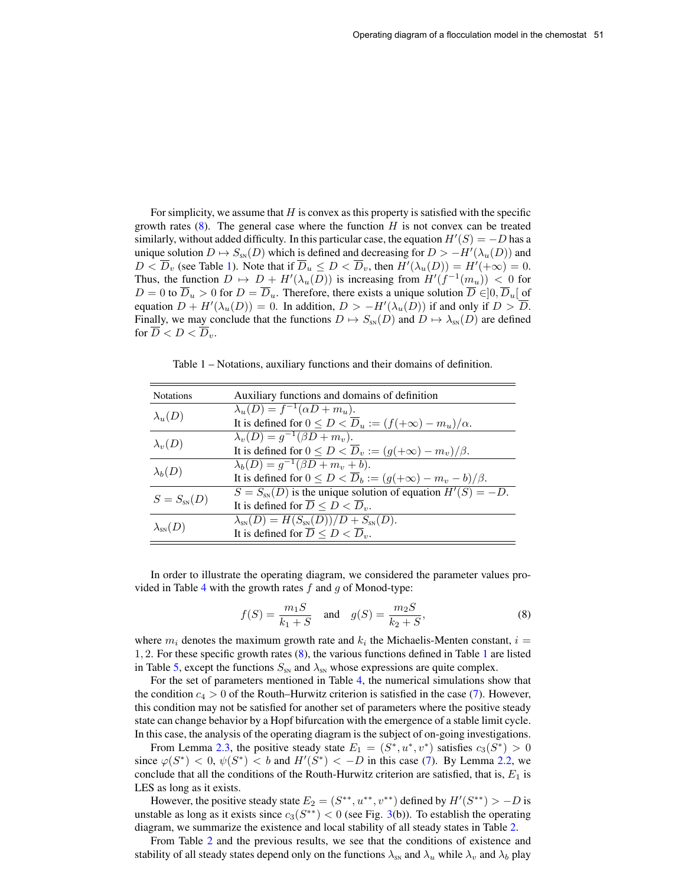For simplicity, we assume that $H$ is convex as this property is satisfied with the specific growth rates (8). The general case where the function $H$ is not convex can be treated similarly, without added difficulty. In this particular case, the equation $H'(S) = -D$ has a unique solution $D \mapsto S_{\text{SN}}(D)$ which is defined and decreasing for $D > -H'(\lambda_u(D))$ and $D < \overline{D}_v$ (see Table 1). Note that if $\overline{D}_u \leq D < \overline{D}_v$, then $H'(\lambda_u(D)) = H'(+\infty) = 0$. Thus, the function $D \mapsto D + H'(\lambda_u(D))$ is increasing from $H'(f^{-1}(m_u)) < 0$ for $D = 0$ to $\overline{D}_u > 0$ for $D = \overline{D}_u$. Therefore, there exists a unique solution $\overline{D} \in ]0, \overline{D}_u[$ of equation $D + H'(\lambda_u(D)) = 0$. In addition, $D > -H'(\lambda_u(D))$ if and only if $D > \overline{D}$. Finally, we may conclude that the functions $D \mapsto S_{\text{SN}}(D)$ and $D \mapsto \lambda_{\text{SN}}(D)$ are defined for $\overline{D} < D < \overline{D}_v$.

Table 1 – Notations, auxiliary functions and their domains of definition.

| Notations | Auxiliary functions and domains of definition |
|---|---|
| $\lambda_u(D)$ | $\lambda_u(D) = f^{-1}(\alpha D + m_u)$. It is defined for $0 \leq D < \overline{D}_u := (f(+\infty) - m_u)/\alpha$. |
| $\lambda_v(D)$ | $\lambda_v(D) = g^{-1}(\beta D + m_v)$. It is defined for $0 \leq D < \overline{D}_v := (g(+\infty) - m_v)/\beta$. |
| $\lambda_b(D)$ | $\lambda_b(D) = g^{-1}(\beta D + m_v + b)$. It is defined for $0 \leq D < \overline{D}_b := (g(+\infty) - m_v - b)/\beta$. |
| $S = S_{\text{SN}}(D)$ | $S = S_{\text{SN}}(D)$ is the unique solution of equation $H'(S) = -D$. It is defined for $\overline{D} \leq D < \overline{D}_v$. |
| $\lambda_{\text{SN}}(D)$ | $\lambda_{\text{SN}}(D) = H(S_{\text{SN}}(D))/D + S_{\text{SN}}(D)$. It is defined for $\overline{D} \leq D < \overline{D}_v$. |

In order to illustrate the operating diagram, we considered the parameter values provided in Table 4 with the growth rates $f$ and $g$ of Monod-type:

$$f(S) = \frac{m_1 S}{k_1 + S} \quad \text{and} \quad g(S) = \frac{m_2 S}{k_2 + S}, \tag{8}$$

where $m_i$ denotes the maximum growth rate and $k_i$ the Michaelis-Menten constant, $i = 1, 2$. For these specific growth rates (8), the various functions defined in Table 1 are listed in Table 5, except the functions $S_{\text{SN}}$ and $\lambda_{\text{SN}}$ whose expressions are quite complex.

For the set of parameters mentioned in Table 4, the numerical simulations show that the condition $c_4 > 0$ of the Routh–Hurwitz criterion is satisfied in the case (7). However, this condition may not be satisfied for another set of parameters where the positive steady state can change behavior by a Hopf bifurcation with the emergence of a stable limit cycle. In this case, the analysis of the operating diagram is the subject of on-going investigations.

From Lemma 2.3, the positive steady state $E_1 = (S^*, u^*, v^*)$ satisfies $c_3(S^*) > 0$ since $\varphi(S^*) < 0$, $\psi(S^*) < b$ and $H'(S^*) < -D$ in this case (7). By Lemma 2.2, we conclude that all the conditions of the Routh-Hurwitz criterion are satisfied, that is, $E_1$ is LES as long as it exists.

However, the positive steady state $E_2 = (S^{**}, u^{**}, v^{**})$ defined by $H'(S^{**}) > -D$ is unstable as long as it exists since $c_3(S^{**}) < 0$ (see Fig. 3(b)). To establish the operating diagram, we summarize the existence and local stability of all steady states in Table 2.

From Table 2 and the previous results, we see that the conditions of existence and stability of all steady states depend only on the functions $\lambda_{\text{SN}}$ and $\lambda_u$ while $\lambda_v$ and $\lambda_b$ play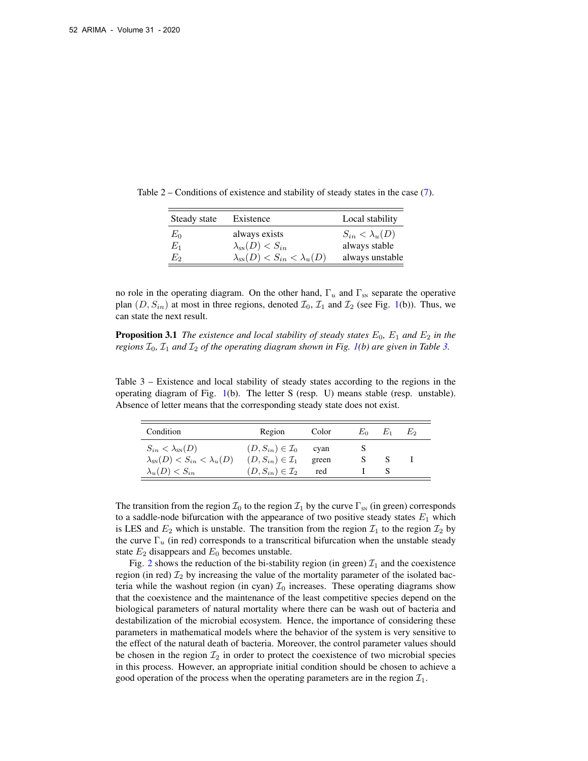Table 2 – Conditions of existence and stability of steady states in the case (7).

| Steady state | Existence | Local stability |
|---|---|---|
| $E_0$ | always exists | $S_{in} < \lambda_u(D)$ |
| $E_1$ | $\lambda_{\text{SN}}(D) < S_{in}$ | always stable |
| $E_2$ | $\lambda_{\text{SN}}(D) < S_{in} < \lambda_u(D)$ | always unstable |

no role in the operating diagram. On the other hand, $\Gamma_u$ and $\Gamma_{\text{SN}}$ separate the operative plan $(D, S_{in})$ at most in three regions, denoted $\mathcal{I}_0$, $\mathcal{I}_1$ and $\mathcal{I}_2$ (see Fig. 1(b)). Thus, we can state the next result.

**Proposition 3.1** *The existence and local stability of steady states $E_0$, $E_1$ and $E_2$ in the regions $\mathcal{I}_0$, $\mathcal{I}_1$ and $\mathcal{I}_2$ of the operating diagram shown in Fig. 1(b) are given in Table 3.*

Table 3 – Existence and local stability of steady states according to the regions in the operating diagram of Fig. 1(b). The letter S (resp. U) means stable (resp. unstable). Absence of letter means that the corresponding steady state does not exist.

| Condition | Region | Color | $E_0$ | $E_1$ | $E_2$ |
|---|---|---|---|---|---|
| $S_{in} < \lambda_{\text{SN}}(D)$ | $(D, S_{in}) \in \mathcal{I}_0$ | cyan | S | | |
| $\lambda_{\text{SN}}(D) < S_{in} < \lambda_u(D)$ | $(D, S_{in}) \in \mathcal{I}_1$ | green | S | S | I |
| $\lambda_u(D) < S_{in}$ | $(D, S_{in}) \in \mathcal{I}_2$ | red | I | S | |

The transition from the region $\mathcal{I}_0$ to the region $\mathcal{I}_1$ by the curve $\Gamma_{\text{SN}}$ (in green) corresponds to a saddle-node bifurcation with the appearance of two positive steady states $E_1$ which is LES and $E_2$ which is unstable. The transition from the region $\mathcal{I}_1$ to the region $\mathcal{I}_2$ by the curve $\Gamma_u$ (in red) corresponds to a transcritical bifurcation when the unstable steady state $E_2$ disappears and $E_0$ becomes unstable.

Fig. 2 shows the reduction of the bi-stability region (in green) $\mathcal{I}_1$ and the coexistence region (in red) $\mathcal{I}_2$ by increasing the value of the mortality parameter of the isolated bacteria while the washout region (in cyan) $\mathcal{I}_0$ increases. These operating diagrams show that the coexistence and the maintenance of the least competitive species depend on the biological parameters of natural mortality where there can be wash out of bacteria and destabilization of the microbial ecosystem. Hence, the importance of considering these parameters in mathematical models where the behavior of the system is very sensitive to the effect of the natural death of bacteria. Moreover, the control parameter values should be chosen in the region $\mathcal{I}_2$ in order to protect the coexistence of two microbial species in this process. However, an appropriate initial condition should be chosen to achieve a good operation of the process when the operating parameters are in the region $\mathcal{I}_1$.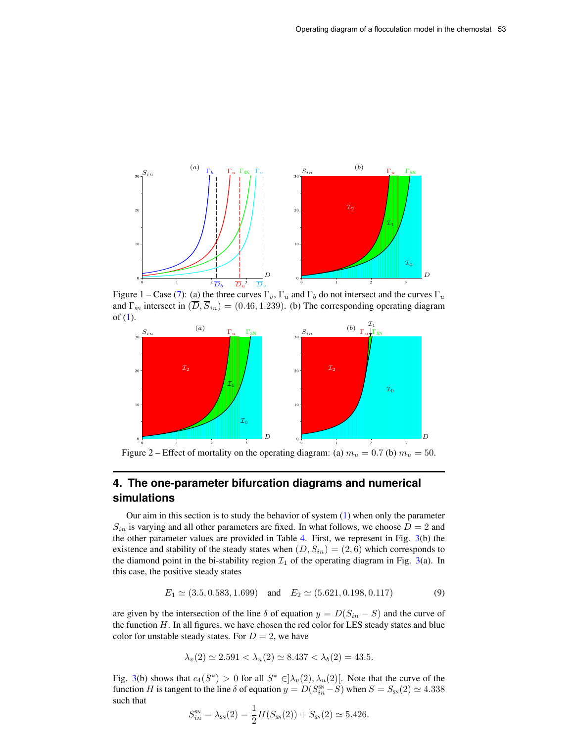Figure 1 – Case (7): (a) the three curves $\Gamma_v$, $\Gamma_u$ and $\Gamma_b$ do not intersect and the curves $\Gamma_u$ and $\Gamma_{\text{SN}}$ intersect in $(\overline{D}, \overline{S}_{in}) = (0.46, 1.239)$. (b) The corresponding operating diagram of (1).

Figure 2 – Effect of mortality on the operating diagram: (a) $m_u = 0.7$ (b) $m_u = 50$.

## 4. The one-parameter bifurcation diagrams and numerical simulations

Our aim in this section is to study the behavior of system (1) when only the parameter $S_{in}$ is varying and all other parameters are fixed. In what follows, we choose $D = 2$ and the other parameter values are provided in Table 4. First, we represent in Fig. 3(b) the existence and stability of the steady states when $(D, S_{in}) = (2, 6)$ which corresponds to the diamond point in the bi-stability region $\mathcal{I}_1$ of the operating diagram in Fig. 3(a). In this case, the positive steady states

$$E_1 \simeq (3.5, 0.583, 1.699) \quad \text{and} \quad E_2 \simeq (5.621, 0.198, 0.117) \tag{9}$$

are given by the intersection of the line $\delta$ of equation $y = D(S_{in} - S)$ and the curve of the function $H$. In all figures, we have chosen the red color for LES steady states and blue color for unstable steady states. For $D = 2$, we have

$$\lambda_v(2) \simeq 2.591 < \lambda_u(2) \simeq 8.437 < \lambda_b(2) = 43.5.$$

Fig. 3(b) shows that $c_4(S^*) > 0$ for all $S^* \in ]\lambda_v(2), \lambda_u(2)[$. Note that the curve of the function $H$ is tangent to the line $\delta$ of equation $y = D(S_{in}^{\text{SN}} - S)$ when $S = S_{\text{SN}}(2) \simeq 4.338$ such that

$$S_{in}^{\text{SN}} = \lambda_{\text{SN}}(2) = \frac{1}{2}H(S_{\text{SN}}(2)) + S_{\text{SN}}(2) \simeq 5.426.$$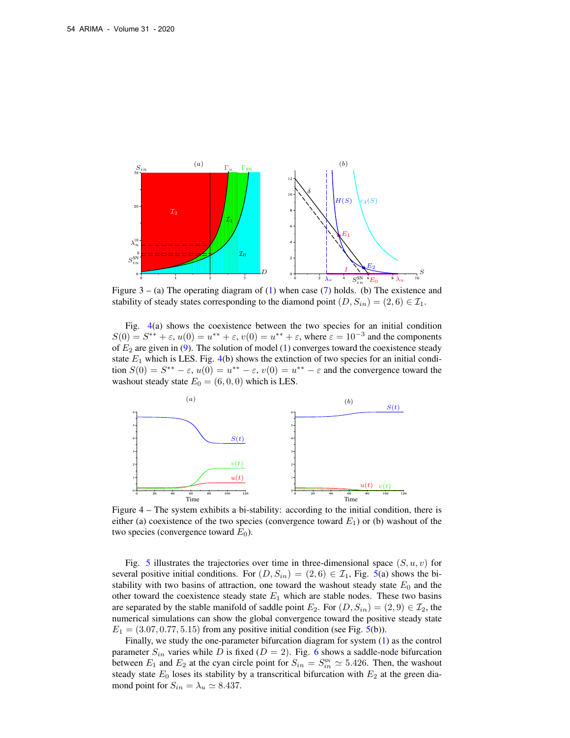Figure 3 – (a) The operating diagram of (1) when case (7) holds. (b) The existence and stability of steady states corresponding to the diamond point $(D, S_{in}) = (2, 6) \in \mathcal{I}_1$.

Fig. 4(a) shows the coexistence between the two species for an initial condition $S(0) = S^{**} + \varepsilon$, $u(0) = u^{**} + \varepsilon$, $v(0) = u^{**} + \varepsilon$, where $\varepsilon = 10^{-3}$ and the components of $E_2$ are given in (9). The solution of model (1) converges toward the coexistence steady state $E_1$ which is LES. Fig. 4(b) shows the extinction of two species for an initial condition $S(0) = S^{**} - \varepsilon$, $u(0) = u^{**} - \varepsilon$, $v(0) = u^{**} - \varepsilon$ and the convergence toward the washout steady state $E_0 = (6, 0, 0)$ which is LES.

Figure 4 – The system exhibits a bi-stability: according to the initial condition, there is either (a) coexistence of the two species (convergence toward $E_1$) or (b) washout of the two species (convergence toward $E_0$).

Fig. 5 illustrates the trajectories over time in three-dimensional space $(S, u, v)$ for several positive initial conditions. For $(D, S_{in}) = (2, 6) \in \mathcal{I}_1$, Fig. 5(a) shows the bi-stability with two basins of attraction, one toward the washout steady state $E_0$ and the other toward the coexistence steady state $E_1$ which are stable nodes. These two basins are separated by the stable manifold of saddle point $E_2$. For $(D, S_{in}) = (2, 9) \in \mathcal{I}_2$, the numerical simulations can show the global convergence toward the positive steady state $E_1 = (3.07, 0.77, 5.15)$ from any positive initial condition (see Fig. 5(b)).

Finally, we study the one-parameter bifurcation diagram for system (1) as the control parameter $S_{in}$ varies while $D$ is fixed ($D = 2$). Fig. 6 shows a saddle-node bifurcation between $E_1$ and $E_2$ at the cyan circle point for $S_{in} = S_{in}^{\text{SN}} \simeq 5.426$. Then, the washout steady state $E_0$ loses its stability by a transcritical bifurcation with $E_2$ at the green diamond point for $S_{in} = \lambda_u \simeq 8.437$.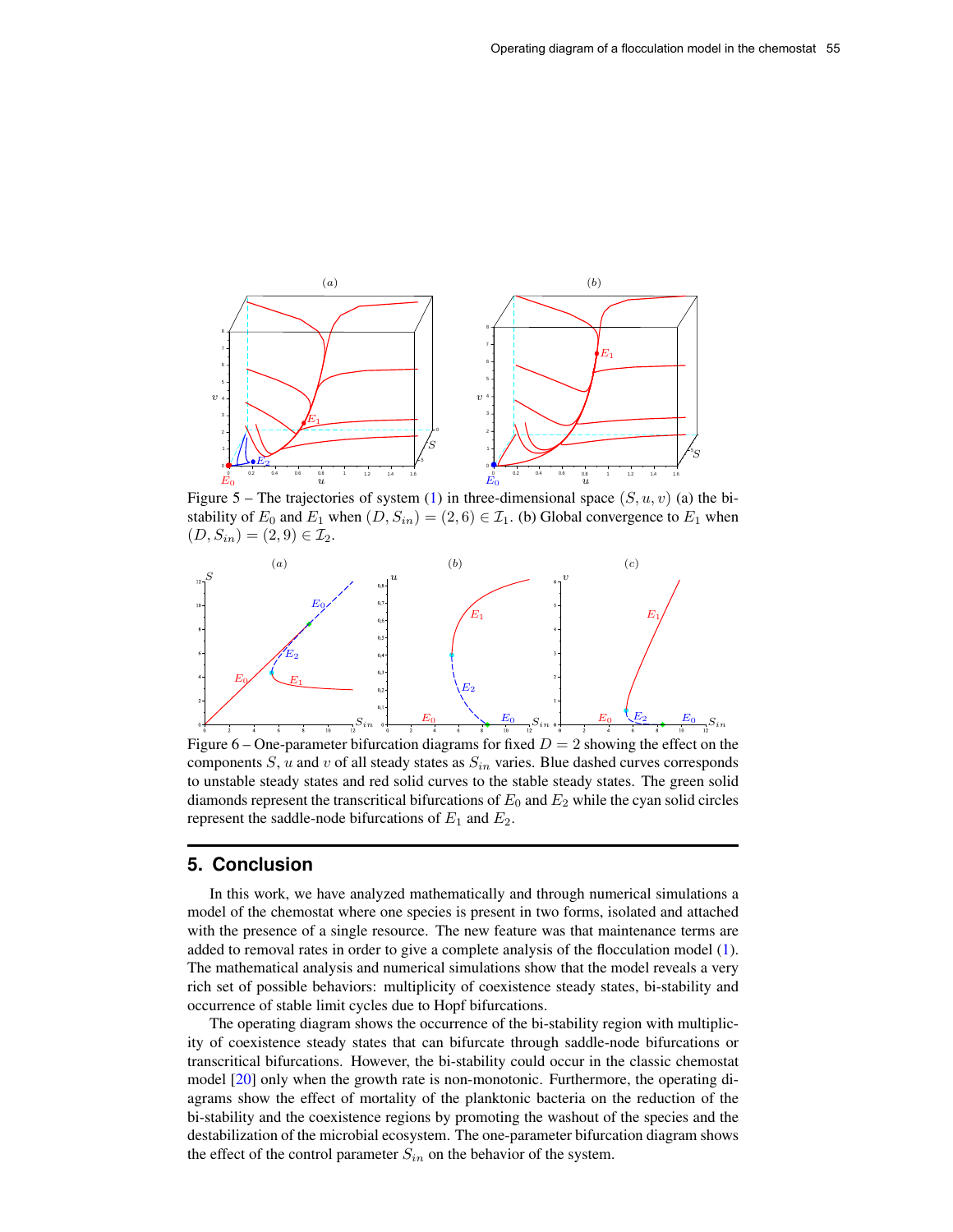Figure 5 – The trajectories of system (1) in three-dimensional space $(S, u, v)$ (a) the bi-stability of $E_0$ and $E_1$ when $(D, S_{in}) = (2, 6) \in \mathcal{I}_1$. (b) Global convergence to $E_1$ when $(D, S_{in}) = (2, 9) \in \mathcal{I}_2$.

Figure 6 – One-parameter bifurcation diagrams for fixed $D = 2$ showing the effect on the components $S$, $u$ and $v$ of all steady states as $S_{in}$ varies. Blue dashed curves corresponds to unstable steady states and red solid curves to the stable steady states. The green solid diamonds represent the transcritical bifurcations of $E_0$ and $E_2$ while the cyan solid circles represent the saddle-node bifurcations of $E_1$ and $E_2$.

## 5. Conclusion

In this work, we have analyzed mathematically and through numerical simulations a model of the chemostat where one species is present in two forms, isolated and attached with the presence of a single resource. The new feature was that maintenance terms are added to removal rates in order to give a complete analysis of the flocculation model (1). The mathematical analysis and numerical simulations show that the model reveals a very rich set of possible behaviors: multiplicity of coexistence steady states, bi-stability and occurrence of stable limit cycles due to Hopf bifurcations.

The operating diagram shows the occurrence of the bi-stability region with multiplicity of coexistence steady states that can bifurcate through saddle-node bifurcations or transcritical bifurcations. However, the bi-stability could occur in the classic chemostat model [20] only when the growth rate is non-monotonic. Furthermore, the operating diagrams show the effect of mortality of the planktonic bacteria on the reduction of the bi-stability and the coexistence regions by promoting the washout of the species and the destabilization of the microbial ecosystem. The one-parameter bifurcation diagram shows the effect of the control parameter $S_{in}$ on the behavior of the system.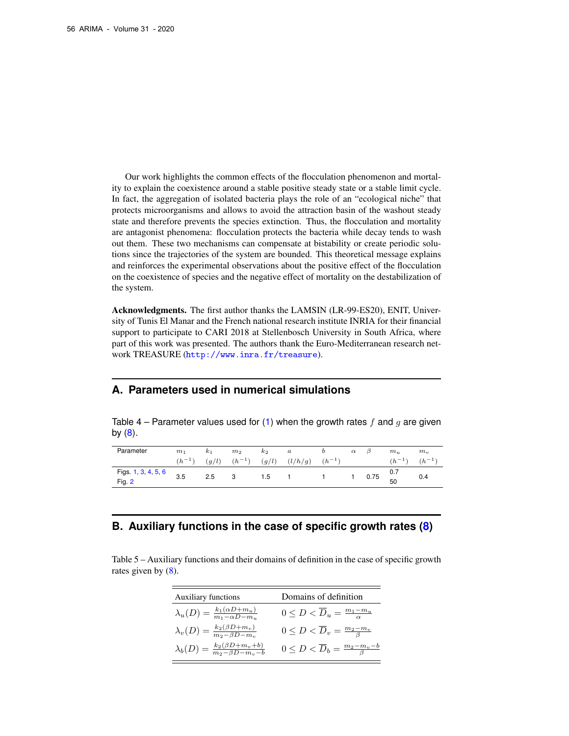Our work highlights the common effects of the flocculation phenomenon and mortality to explain the coexistence around a stable positive steady state or a stable limit cycle. In fact, the aggregation of isolated bacteria plays the role of an "ecological niche" that protects microorganisms and allows to avoid the attraction basin of the washout steady state and therefore prevents the species extinction. Thus, the flocculation and mortality are antagonist phenomena: flocculation protects the bacteria while decay tends to wash out them. These two mechanisms can compensate at bistability or create periodic solutions since the trajectories of the system are bounded. This theoretical message explains and reinforces the experimental observations about the positive effect of the flocculation on the coexistence of species and the negative effect of mortality on the destabilization of the system.

**Acknowledgments.** The first author thanks the LAMSIN (LR-99-ES20), ENIT, University of Tunis El Manar and the French national research institute INRIA for their financial support to participate to CARI 2018 at Stellenbosch University in South Africa, where part of this work was presented. The authors thank the Euro-Mediterranean research network TREASURE (http://www.inra.fr/treasure).

## A. Parameters used in numerical simulations

Table 4 – Parameter values used for (1) when the growth rates $f$ and $g$ are given by (8).

| Parameter | $m_1$ $(h^{-1})$ | $k_1$ $(g/l)$ | $m_2$ $(h^{-1})$ | $k_2$ $(g/l)$ | $a$ $(l/h/g)$ | $b$ $(h^{-1})$ | $\alpha$ | $\beta$ | $m_u$ $(h^{-1})$ | $m_v$ $(h^{-1})$ |
|---|---|---|---|---|---|---|---|---|---|---|
| Figs. 1, 3, 4, 5, 6 | 3.5 | 2.5 | 3 | 1.5 | 1 | 1 | 1 | 0.75 | 0.7 | 0.4 |
| Fig. 2 | | | | | | | | | 50 | |

## B. Auxiliary functions in the case of specific growth rates (8)

Table 5 – Auxiliary functions and their domains of definition in the case of specific growth rates given by (8).

| Auxiliary functions | Domains of definition |
|---|---|
| $\lambda_u(D) = \frac{k_1(\alpha D + m_u)}{m_1 - \alpha D - m_u}$ | $0 \leq D < \overline{D}_u = \frac{m_1 - m_u}{\alpha}$ |
| $\lambda_v(D) = \frac{k_2(\beta D + m_v)}{m_2 - \beta D - m_v}$ | $0 \leq D < \overline{D}_v = \frac{m_2 - m_v}{\beta}$ |
| $\lambda_b(D) = \frac{k_2(\beta D + m_v + b)}{m_2 - \beta D - m_v - b}$ | $0 \leq D < \overline{D}_b = \frac{m_2 - m_v - b}{\beta}$ |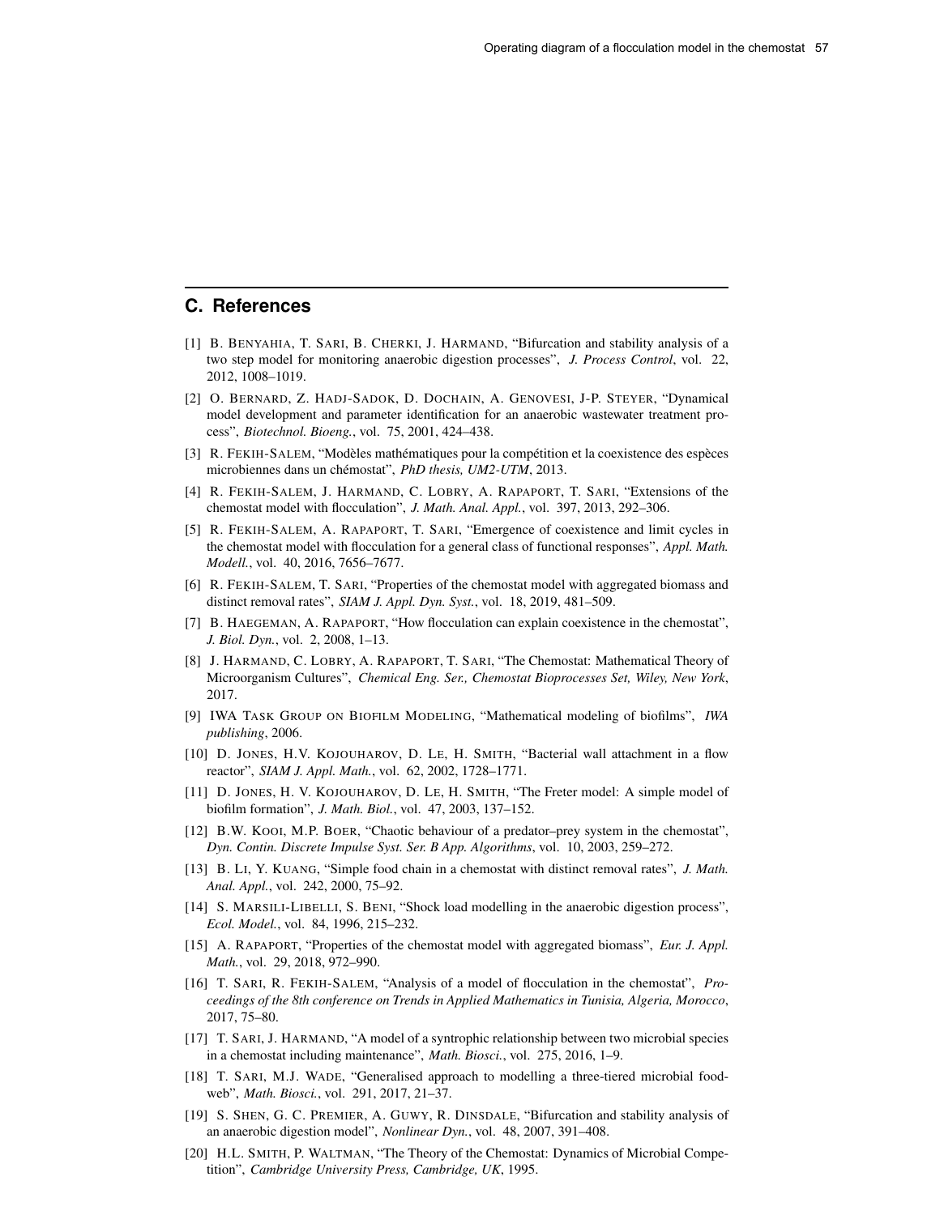## C. References

[1] B. Benyahia, T. Sari, B. Cherki, J. Harmand, "Bifurcation and stability analysis of a two step model for monitoring anaerobic digestion processes", *J. Process Control*, vol. 22, 2012, 1008–1019.

[2] O. Bernard, Z. Hadj-Sadok, D. Dochain, A. Genovesi, J-P. Steyer, "Dynamical model development and parameter identification for an anaerobic wastewater treatment process", *Biotechnol. Bioeng.*, vol. 75, 2001, 424–438.

[3] R. Fekih-Salem, "Modèles mathématiques pour la compétition et la coexistence des espèces microbiennes dans un chémostat", *PhD thesis, UM2-UTM*, 2013.

[4] R. Fekih-Salem, J. Harmand, C. Lobry, A. Rapaport, T. Sari, "Extensions of the chemostat model with flocculation", *J. Math. Anal. Appl.*, vol. 397, 2013, 292–306.

[5] R. Fekih-Salem, A. Rapaport, T. Sari, "Emergence of coexistence and limit cycles in the chemostat model with flocculation for a general class of functional responses", *Appl. Math. Modell.*, vol. 40, 2016, 7656–7677.

[6] R. Fekih-Salem, T. Sari, "Properties of the chemostat model with aggregated biomass and distinct removal rates", *SIAM J. Appl. Dyn. Syst.*, vol. 18, 2019, 481–509.

[7] B. Haegeman, A. Rapaport, "How flocculation can explain coexistence in the chemostat", *J. Biol. Dyn.*, vol. 2, 2008, 1–13.

[8] J. Harmand, C. Lobry, A. Rapaport, T. Sari, "The Chemostat: Mathematical Theory of Microorganism Cultures", *Chemical Eng. Ser., Chemostat Bioprocesses Set, Wiley, New York*, 2017.

[9] IWA Task Group on Biofilm Modeling, "Mathematical modeling of biofilms", *IWA publishing*, 2006.

[10] D. Jones, H.V. Kojouharov, D. Le, H. Smith, "Bacterial wall attachment in a flow reactor", *SIAM J. Appl. Math.*, vol. 62, 2002, 1728–1771.

[11] D. Jones, H. V. Kojouharov, D. Le, H. Smith, "The Freter model: A simple model of biofilm formation", *J. Math. Biol.*, vol. 47, 2003, 137–152.

[12] B.W. Kooi, M.P. Boer, "Chaotic behaviour of a predator–prey system in the chemostat", *Dyn. Contin. Discrete Impulse Syst. Ser. B App. Algorithms*, vol. 10, 2003, 259–272.

[13] B. Li, Y. Kuang, "Simple food chain in a chemostat with distinct removal rates", *J. Math. Anal. Appl.*, vol. 242, 2000, 75–92.

[14] S. Marsili-Libelli, S. Beni, "Shock load modelling in the anaerobic digestion process", *Ecol. Model.*, vol. 84, 1996, 215–232.

[15] A. Rapaport, "Properties of the chemostat model with aggregated biomass", *Eur. J. Appl. Math.*, vol. 29, 2018, 972–990.

[16] T. Sari, R. Fekih-Salem, "Analysis of a model of flocculation in the chemostat", *Proceedings of the 8th conference on Trends in Applied Mathematics in Tunisia, Algeria, Morocco*, 2017, 75–80.

[17] T. Sari, J. Harmand, "A model of a syntrophic relationship between two microbial species in a chemostat including maintenance", *Math. Biosci.*, vol. 275, 2016, 1–9.

[18] T. Sari, M.J. Wade, "Generalised approach to modelling a three-tiered microbial foodweb", *Math. Biosci.*, vol. 291, 2017, 21–37.

[19] S. Shen, G. C. Premier, A. Guwy, R. Dinsdale, "Bifurcation and stability analysis of an anaerobic digestion model", *Nonlinear Dyn.*, vol. 48, 2007, 391–408.

[20] H.L. Smith, P. Waltman, "The Theory of the Chemostat: Dynamics of Microbial Competition", *Cambridge University Press, Cambridge, UK*, 1995.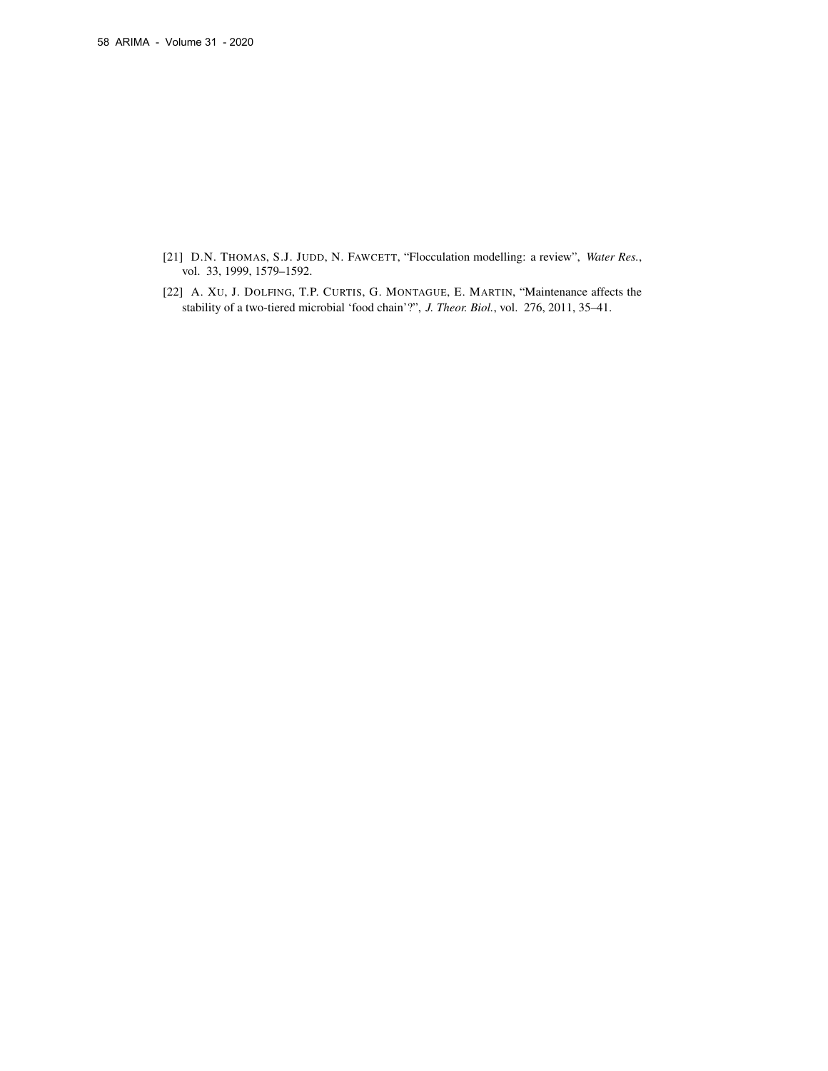[21] D.N. THOMAS, S.J. JUDD, N. FAWCETT, "Flocculation modelling: a review", *Water Res.*, vol. 33, 1999, 1579–1592.

[22] A. XU, J. DOLFING, T.P. CURTIS, G. MONTAGUE, E. MARTIN, "Maintenance affects the stability of a two-tiered microbial 'food chain'?", *J. Theor. Biol.*, vol. 276, 2011, 35–41.